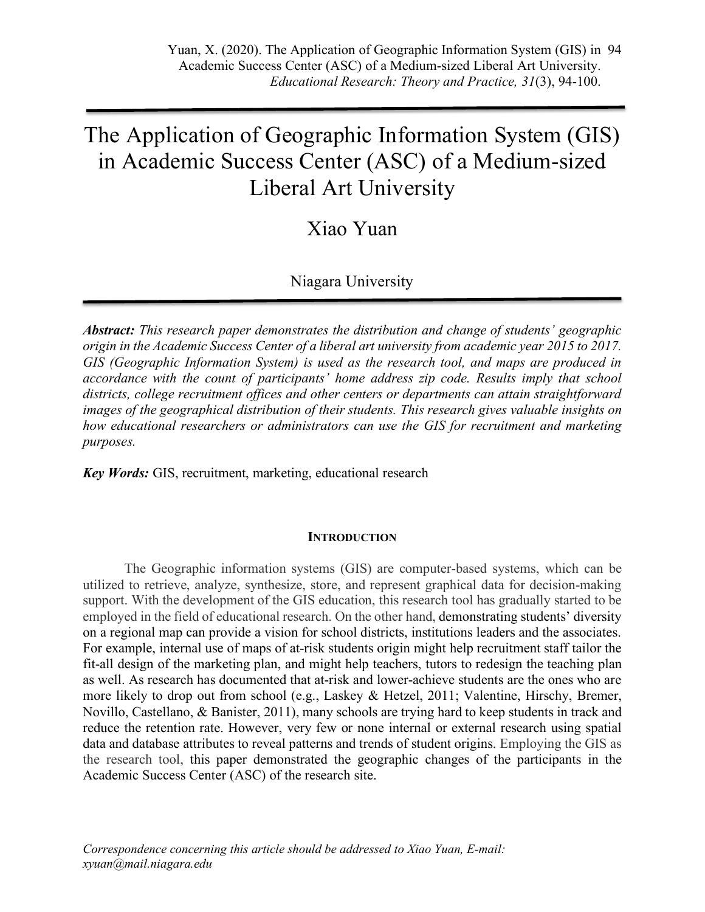# The Application of Geographic Information System (GIS) in Academic Success Center (ASC) of a Medium-sized Liberal Art University

Xiao Yuan

Niagara University

***Abstract:*** *This research paper demonstrates the distribution and change of students' geographic origin in the Academic Success Center of a liberal art university from academic year 2015 to 2017. GIS (Geographic Information System) is used as the research tool, and maps are produced in accordance with the count of participants' home address zip code. Results imply that school districts, college recruitment offices and other centers or departments can attain straightforward images of the geographical distribution of their students. This research gives valuable insights on how educational researchers or administrators can use the GIS for recruitment and marketing purposes.*

***Key Words:*** GIS, recruitment, marketing, educational research

## INTRODUCTION

The Geographic information systems (GIS) are computer-based systems, which can be utilized to retrieve, analyze, synthesize, store, and represent graphical data for decision-making support. With the development of the GIS education, this research tool has gradually started to be employed in the field of educational research. On the other hand, demonstrating students' diversity on a regional map can provide a vision for school districts, institutions leaders and the associates. For example, internal use of maps of at-risk students origin might help recruitment staff tailor the fit-all design of the marketing plan, and might help teachers, tutors to redesign the teaching plan as well. As research has documented that at-risk and lower-achieve students are the ones who are more likely to drop out from school (e.g., Laskey & Hetzel, 2011; Valentine, Hirschy, Bremer, Novillo, Castellano, & Banister, 2011), many schools are trying hard to keep students in track and reduce the retention rate. However, very few or none internal or external research using spatial data and database attributes to reveal patterns and trends of student origins. Employing the GIS as the research tool, this paper demonstrated the geographic changes of the participants in the Academic Success Center (ASC) of the research site.

*Correspondence concerning this article should be addressed to Xiao Yuan, E-mail: xyuan@mail.niagara.edu*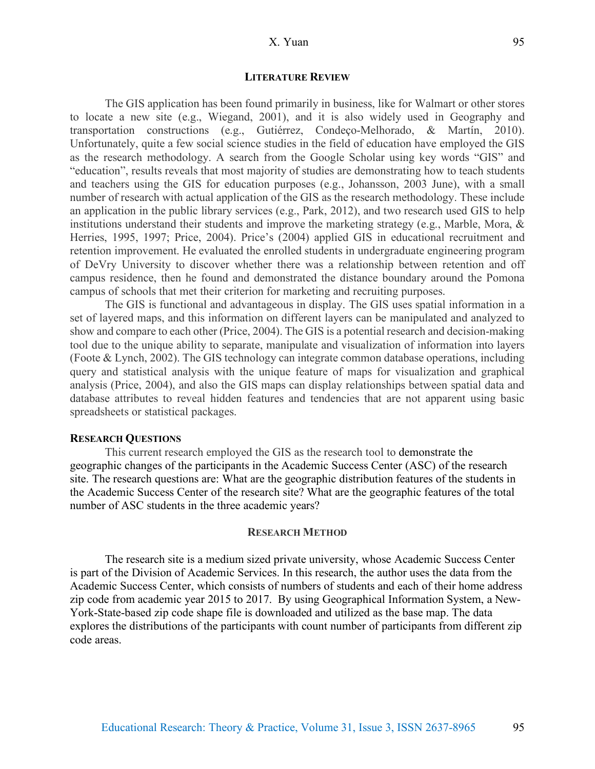## LITERATURE REVIEW

The GIS application has been found primarily in business, like for Walmart or other stores to locate a new site (e.g., Wiegand, 2001), and it is also widely used in Geography and transportation constructions (e.g., Gutiérrez, Condeço-Melhorado, & Martín, 2010). Unfortunately, quite a few social science studies in the field of education have employed the GIS as the research methodology. A search from the Google Scholar using key words "GIS" and "education", results reveals that most majority of studies are demonstrating how to teach students and teachers using the GIS for education purposes (e.g., Johansson, 2003 June), with a small number of research with actual application of the GIS as the research methodology. These include an application in the public library services (e.g., Park, 2012), and two research used GIS to help institutions understand their students and improve the marketing strategy (e.g., Marble, Mora, & Herries, 1995, 1997; Price, 2004). Price's (2004) applied GIS in educational recruitment and retention improvement. He evaluated the enrolled students in undergraduate engineering program of DeVry University to discover whether there was a relationship between retention and off campus residence, then he found and demonstrated the distance boundary around the Pomona campus of schools that met their criterion for marketing and recruiting purposes.

The GIS is functional and advantageous in display. The GIS uses spatial information in a set of layered maps, and this information on different layers can be manipulated and analyzed to show and compare to each other (Price, 2004). The GIS is a potential research and decision-making tool due to the unique ability to separate, manipulate and visualization of information into layers (Foote & Lynch, 2002). The GIS technology can integrate common database operations, including query and statistical analysis with the unique feature of maps for visualization and graphical analysis (Price, 2004), and also the GIS maps can display relationships between spatial data and database attributes to reveal hidden features and tendencies that are not apparent using basic spreadsheets or statistical packages.

### RESEARCH QUESTIONS

This current research employed the GIS as the research tool to demonstrate the geographic changes of the participants in the Academic Success Center (ASC) of the research site. The research questions are: What are the geographic distribution features of the students in the Academic Success Center of the research site? What are the geographic features of the total number of ASC students in the three academic years?

## RESEARCH METHOD

The research site is a medium sized private university, whose Academic Success Center is part of the Division of Academic Services. In this research, the author uses the data from the Academic Success Center, which consists of numbers of students and each of their home address zip code from academic year 2015 to 2017. By using Geographical Information System, a New-York-State-based zip code shape file is downloaded and utilized as the base map. The data explores the distributions of the participants with count number of participants from different zip code areas.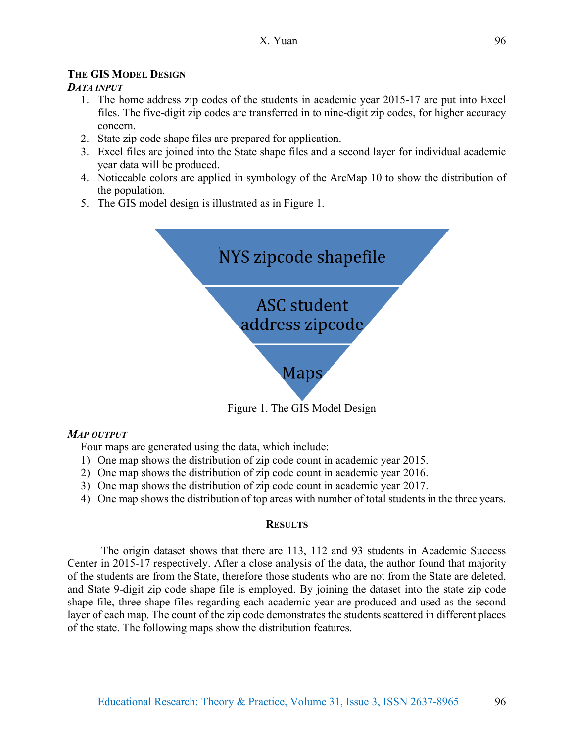## THE GIS MODEL DESIGN

### *DATA INPUT*

1. The home address zip codes of the students in academic year 2015-17 are put into Excel files. The five-digit zip codes are transferred in to nine-digit zip codes, for higher accuracy concern.
2. State zip code shape files are prepared for application.
3. Excel files are joined into the State shape files and a second layer for individual academic year data will be produced.
4. Noticeable colors are applied in symbology of the ArcMap 10 to show the distribution of the population.
5. The GIS model design is illustrated as in Figure 1.

NYS zipcode shapefile

ASC student address zipcode

Maps

Figure 1. The GIS Model Design

### *MAP OUTPUT*

Four maps are generated using the data, which include:

1) One map shows the distribution of zip code count in academic year 2015.
2) One map shows the distribution of zip code count in academic year 2016.
3) One map shows the distribution of zip code count in academic year 2017.
4) One map shows the distribution of top areas with number of total students in the three years.

## RESULTS

The origin dataset shows that there are 113, 112 and 93 students in Academic Success Center in 2015-17 respectively. After a close analysis of the data, the author found that majority of the students are from the State, therefore those students who are not from the State are deleted, and State 9-digit zip code shape file is employed. By joining the dataset into the state zip code shape file, three shape files regarding each academic year are produced and used as the second layer of each map. The count of the zip code demonstrates the students scattered in different places of the state. The following maps show the distribution features.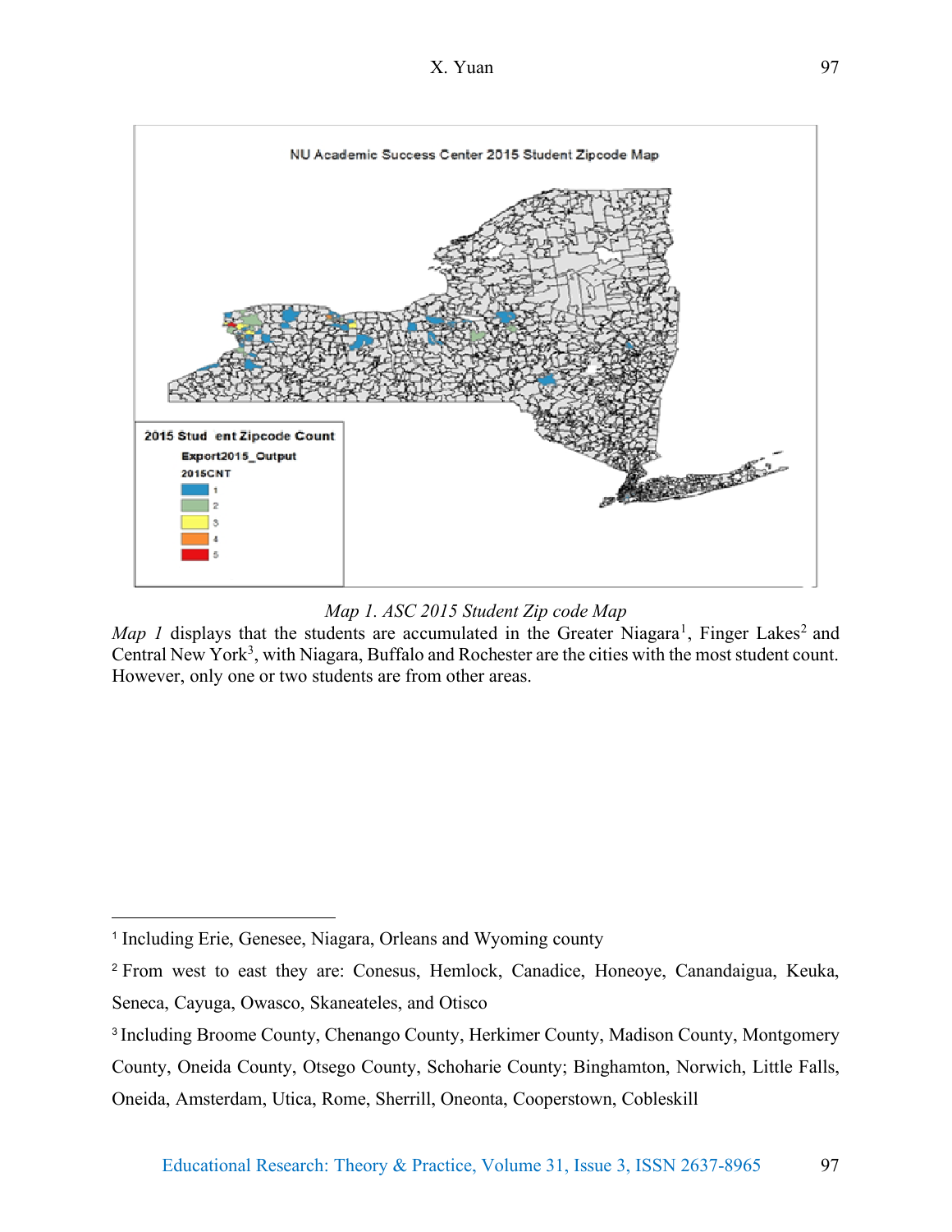*Map 1. ASC 2015 Student Zip code Map*

*Map 1* displays that the students are accumulated in the Greater Niagara[1], Finger Lakes[2] and Central New York[3], with Niagara, Buffalo and Rochester are the cities with the most student count. However, only one or two students are from other areas.

---

[1] Including Erie, Genesee, Niagara, Orleans and Wyoming county

[2] From west to east they are: Conesus, Hemlock, Canadice, Honeoye, Canandaigua, Keuka, Seneca, Cayuga, Owasco, Skaneateles, and Otisco

[3] Including Broome County, Chenango County, Herkimer County, Madison County, Montgomery County, Oneida County, Otsego County, Schoharie County; Binghamton, Norwich, Little Falls, Oneida, Amsterdam, Utica, Rome, Sherrill, Oneonta, Cooperstown, Cobleskill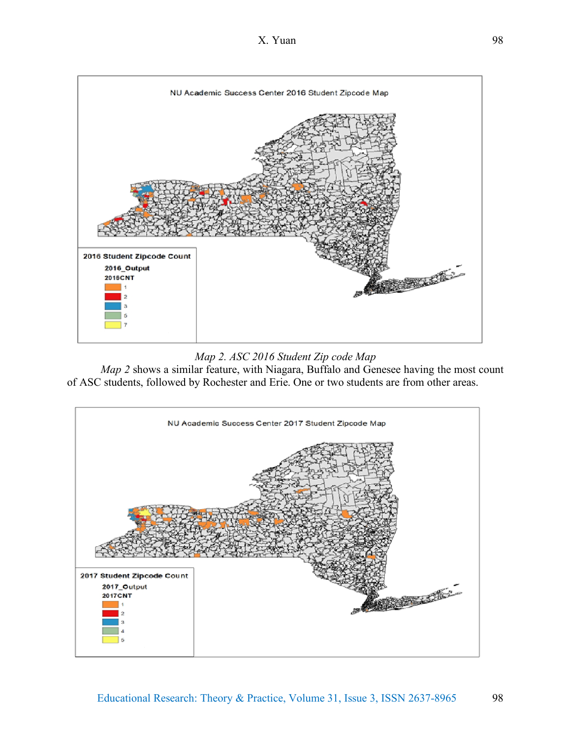*Map 2. ASC 2016 Student Zip code Map*

*Map 2* shows a similar feature, with Niagara, Buffalo and Genesee having the most count of ASC students, followed by Rochester and Erie. One or two students are from other areas.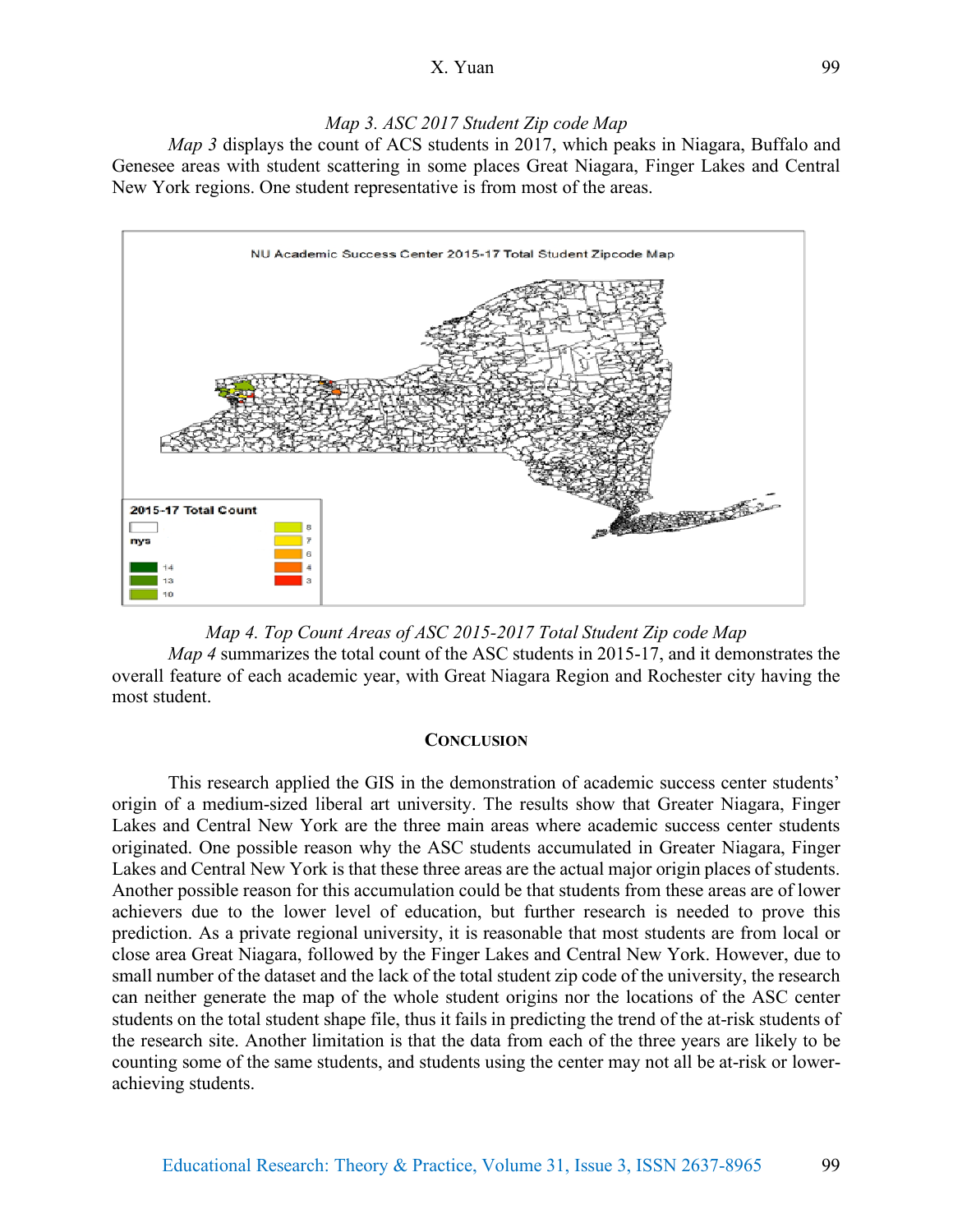*Map 3. ASC 2017 Student Zip code Map*

*Map 3* displays the count of ACS students in 2017, which peaks in Niagara, Buffalo and Genesee areas with student scattering in some places Great Niagara, Finger Lakes and Central New York regions. One student representative is from most of the areas.

*Map 4. Top Count Areas of ASC 2015-2017 Total Student Zip code Map*

*Map 4* summarizes the total count of the ASC students in 2015-17, and it demonstrates the overall feature of each academic year, with Great Niagara Region and Rochester city having the most student.

## CONCLUSION

This research applied the GIS in the demonstration of academic success center students' origin of a medium-sized liberal art university. The results show that Greater Niagara, Finger Lakes and Central New York are the three main areas where academic success center students originated. One possible reason why the ASC students accumulated in Greater Niagara, Finger Lakes and Central New York is that these three areas are the actual major origin places of students. Another possible reason for this accumulation could be that students from these areas are of lower achievers due to the lower level of education, but further research is needed to prove this prediction. As a private regional university, it is reasonable that most students are from local or close area Great Niagara, followed by the Finger Lakes and Central New York. However, due to small number of the dataset and the lack of the total student zip code of the university, the research can neither generate the map of the whole student origins nor the locations of the ASC center students on the total student shape file, thus it fails in predicting the trend of the at-risk students of the research site. Another limitation is that the data from each of the three years are likely to be counting some of the same students, and students using the center may not all be at-risk or lower-achieving students.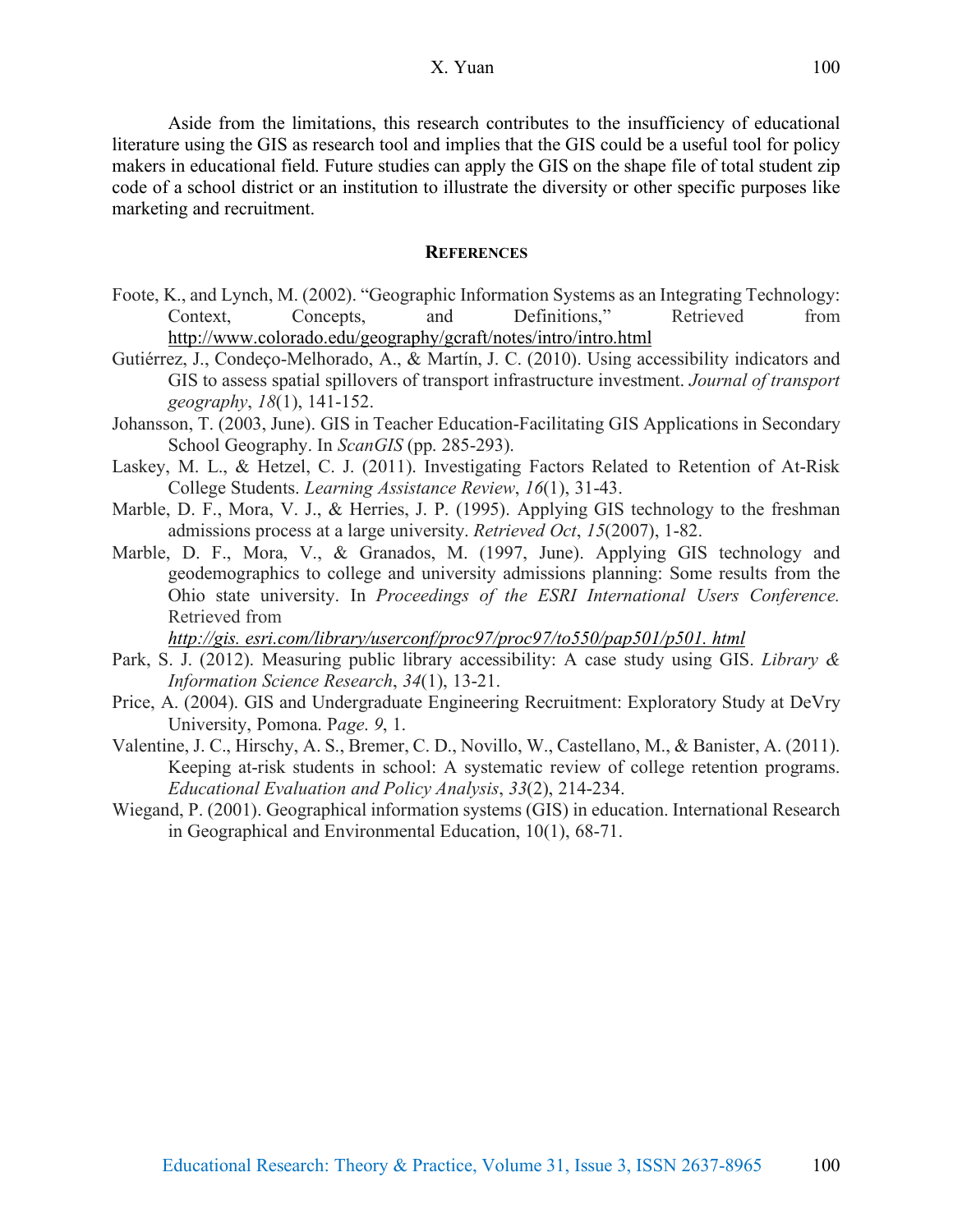Aside from the limitations, this research contributes to the insufficiency of educational literature using the GIS as research tool and implies that the GIS could be a useful tool for policy makers in educational field. Future studies can apply the GIS on the shape file of total student zip code of a school district or an institution to illustrate the diversity or other specific purposes like marketing and recruitment.

## References

Foote, K., and Lynch, M. (2002). "Geographic Information Systems as an Integrating Technology: Context, Concepts, and Definitions," Retrieved from http://www.colorado.edu/geography/gcraft/notes/intro/intro.html

Gutiérrez, J., Condeço-Melhorado, A., & Martín, J. C. (2010). Using accessibility indicators and GIS to assess spatial spillovers of transport infrastructure investment. *Journal of transport geography*, *18*(1), 141-152.

Johansson, T. (2003, June). GIS in Teacher Education-Facilitating GIS Applications in Secondary School Geography. In *ScanGIS* (pp. 285-293).

Laskey, M. L., & Hetzel, C. J. (2011). Investigating Factors Related to Retention of At-Risk College Students. *Learning Assistance Review*, *16*(1), 31-43.

Marble, D. F., Mora, V. J., & Herries, J. P. (1995). Applying GIS technology to the freshman admissions process at a large university. *Retrieved Oct*, *15*(2007), 1-82.

Marble, D. F., Mora, V., & Granados, M. (1997, June). Applying GIS technology and geodemographics to college and university admissions planning: Some results from the Ohio state university. In *Proceedings of the ESRI International Users Conference.* Retrieved from *http://gis. esri.com/library/userconf/proc97/proc97/to550/pap501/p501. html*

Park, S. J. (2012). Measuring public library accessibility: A case study using GIS. *Library & Information Science Research*, *34*(1), 13-21.

Price, A. (2004). GIS and Undergraduate Engineering Recruitment: Exploratory Study at DeVry University, Pomona. P*age. 9*, 1.

Valentine, J. C., Hirschy, A. S., Bremer, C. D., Novillo, W., Castellano, M., & Banister, A. (2011). Keeping at-risk students in school: A systematic review of college retention programs. *Educational Evaluation and Policy Analysis*, *33*(2), 214-234.

Wiegand, P. (2001). Geographical information systems (GIS) in education. International Research in Geographical and Environmental Education, 10(1), 68-71.